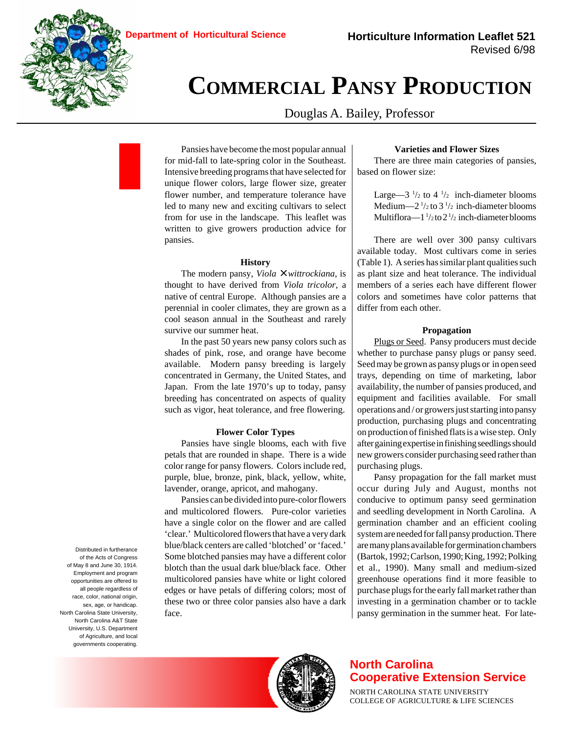Department of Horticultural Science

**Horticulture Information Leaflet 521**
Revised 6/98

# Commercial Pansy Production

Douglas A. Bailey, Professor

Pansies have become the most popular annual for mid-fall to late-spring color in the Southeast. Intensive breeding programs that have selected for unique flower colors, large flower size, greater flower number, and temperature tolerance have led to many new and exciting cultivars to select from for use in the landscape. This leaflet was written to give growers production advice for pansies.

## History

The modern pansy, *Viola* × *wittrockiana*, is thought to have derived from *Viola tricolor*, a native of central Europe. Although pansies are a perennial in cooler climates, they are grown as a cool season annual in the Southeast and rarely survive our summer heat.

In the past 50 years new pansy colors such as shades of pink, rose, and orange have become available. Modern pansy breeding is largely concentrated in Germany, the United States, and Japan. From the late 1970's up to today, pansy breeding has concentrated on aspects of quality such as vigor, heat tolerance, and free flowering.

## Flower Color Types

Pansies have single blooms, each with five petals that are rounded in shape. There is a wide color range for pansy flowers. Colors include red, purple, blue, bronze, pink, black, yellow, white, lavender, orange, apricot, and mahogany.

Pansies can be divided into pure-color flowers and multicolored flowers. Pure-color varieties have a single color on the flower and are called 'clear.' Multicolored flowers that have a very dark blue/black centers are called 'blotched' or 'faced.' Some blotched pansies may have a different color blotch than the usual dark blue/black face. Other multicolored pansies have white or light colored edges or have petals of differing colors; most of these two or three color pansies also have a dark face.

## Varieties and Flower Sizes

There are three main categories of pansies, based on flower size:

Large—3 1/2 to 4 1/2 inch-diameter blooms
Medium—2 1/2 to 3 1/2 inch-diameter blooms
Multiflora—1 1/2 to 2 1/2 inch-diameter blooms

There are well over 300 pansy cultivars available today. Most cultivars come in series (Table 1). A series has similar plant qualities such as plant size and heat tolerance. The individual members of a series each have different flower colors and sometimes have color patterns that differ from each other.

## Propagation

Plugs or Seed. Pansy producers must decide whether to purchase pansy plugs or pansy seed. Seed may be grown as pansy plugs or in open seed trays, depending on time of marketing, labor availability, the number of pansies produced, and equipment and facilities available. For small operations and / or growers just starting into pansy production, purchasing plugs and concentrating on production of finished flats is a wise step. Only after gaining expertise in finishing seedlings should new growers consider purchasing seed rather than purchasing plugs.

Pansy propagation for the fall market must occur during July and August, months not conducive to optimum pansy seed germination and seedling development in North Carolina. A germination chamber and an efficient cooling system are needed for fall pansy production. There are many plans available for germination chambers (Bartok, 1992; Carlson, 1990; King, 1992; Polking et al., 1990). Many small and medium-sized greenhouse operations find it more feasible to purchase plugs for the early fall market rather than investing in a germination chamber or to tackle pansy germination in the summer heat. For late-

Distributed in furtherance of the Acts of Congress of May 8 and June 30, 1914. Employment and program opportunities are offered to all people regardless of race, color, national origin, sex, age, or handicap. North Carolina State University, North Carolina A&T State University, U.S. Department of Agriculture, and local governments cooperating.

**North Carolina Cooperative Extension Service**
NORTH CAROLINA STATE UNIVERSITY
COLLEGE OF AGRICULTURE & LIFE SCIENCES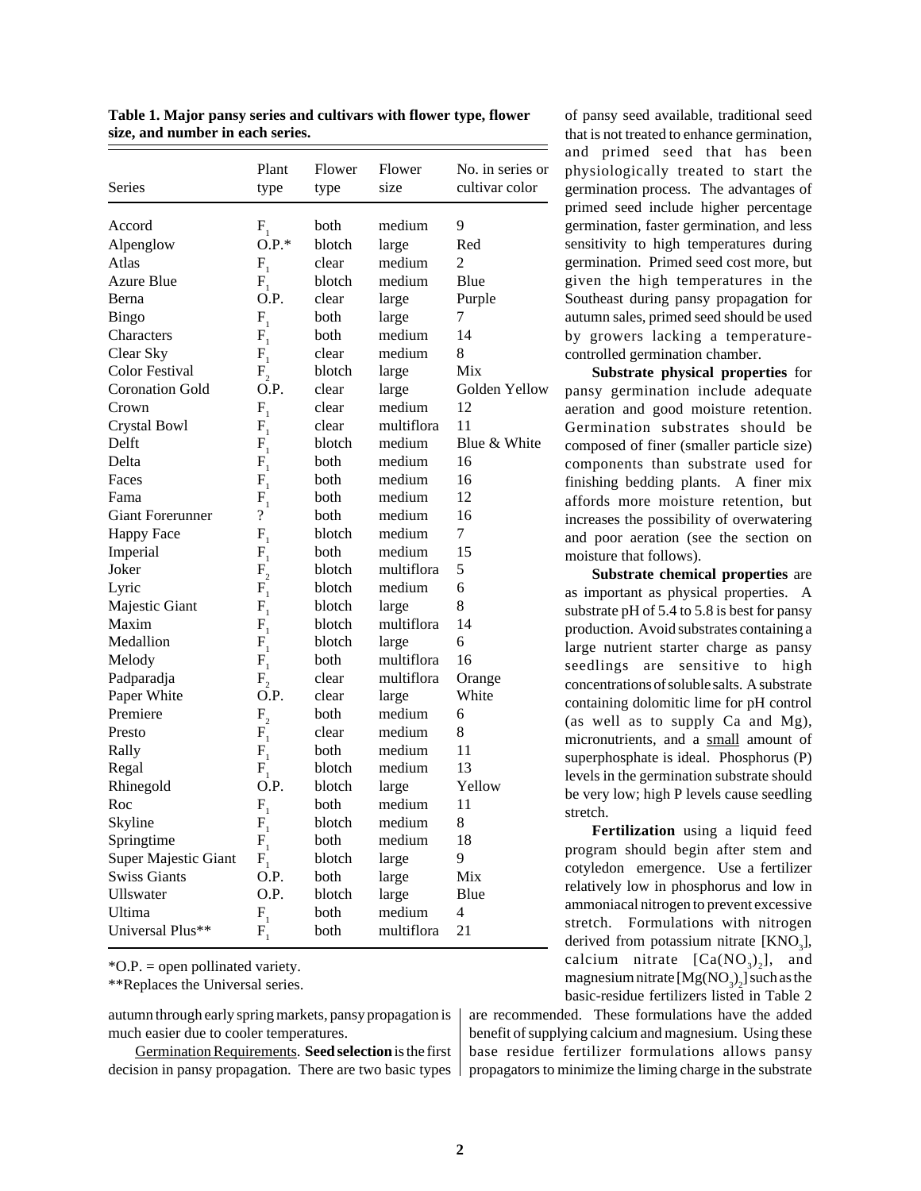**Table 1. Major pansy series and cultivars with flower type, flower size, and number in each series.**

| Series | Plant type | Flower type | Flower size | No. in series or cultivar color |
|---|---|---|---|---|
| Accord | $F_1$ | both | medium | 9 |
| Alpenglow | O.P.* | blotch | large | Red |
| Atlas | $F_1$ | clear | medium | 2 |
| Azure Blue | $F_1$ | blotch | medium | Blue |
| Berna | O.P. | clear | large | Purple |
| Bingo | $F_1$ | both | large | 7 |
| Characters | $F_1$ | both | medium | 14 |
| Clear Sky | $F_1$ | clear | medium | 8 |
| Color Festival | $F_2$ | blotch | large | Mix |
| Coronation Gold | O.P. | clear | large | Golden Yellow |
| Crown | $F_1$ | clear | medium | 12 |
| Crystal Bowl | $F_1$ | clear | multiflora | 11 |
| Delft | $F_1$ | blotch | medium | Blue & White |
| Delta | $F_1$ | both | medium | 16 |
| Faces | $F_1$ | both | medium | 16 |
| Fama | $F_1$ | both | medium | 12 |
| Giant Forerunner | ? | both | medium | 16 |
| Happy Face | $F_1$ | blotch | medium | 7 |
| Imperial | $F_1$ | both | medium | 15 |
| Joker | $F_2$ | blotch | multiflora | 5 |
| Lyric | $F_1$ | blotch | medium | 6 |
| Majestic Giant | $F_1$ | blotch | large | 8 |
| Maxim | $F_1$ | blotch | multiflora | 14 |
| Medallion | $F_1$ | blotch | large | 6 |
| Melody | $F_1$ | both | multiflora | 16 |
| Padparadja | $F_2$ | clear | multiflora | Orange |
| Paper White | O.P. | clear | large | White |
| Premiere | $F_2$ | both | medium | 6 |
| Presto | $F_1$ | clear | medium | 8 |
| Rally | $F_1$ | both | medium | 11 |
| Regal | $F_1$ | blotch | medium | 13 |
| Rhinegold | O.P. | blotch | large | Yellow |
| Roc | $F_1$ | both | medium | 11 |
| Skyline | $F_1$ | blotch | medium | 8 |
| Springtime | $F_1$ | both | medium | 18 |
| Super Majestic Giant | $F_1$ | blotch | large | 9 |
| Swiss Giants | O.P. | both | large | Mix |
| Ullswater | O.P. | blotch | large | Blue |
| Ultima | $F_1$ | both | medium | 4 |
| Universal Plus** | $F_1$ | both | multiflora | 21 |

*O.P. = open pollinated variety.

**Replaces the Universal series.

autumn through early spring markets, pansy propagation is much easier due to cooler temperatures.

Germination Requirements. **Seed selection** is the first decision in pansy propagation. There are two basic types of pansy seed available, traditional seed that is not treated to enhance germination, and primed seed that has been physiologically treated to start the germination process. The advantages of primed seed include higher percentage germination, faster germination, and less sensitivity to high temperatures during germination. Primed seed cost more, but given the high temperatures in the Southeast during pansy propagation for autumn sales, primed seed should be used by growers lacking a temperature-controlled germination chamber.

**Substrate physical properties** for pansy germination include adequate aeration and good moisture retention. Germination substrates should be composed of finer (smaller particle size) components than substrate used for finishing bedding plants. A finer mix affords more moisture retention, but increases the possibility of overwatering and poor aeration (see the section on moisture that follows).

**Substrate chemical properties** are as important as physical properties. A substrate pH of 5.4 to 5.8 is best for pansy production. Avoid substrates containing a large nutrient starter charge as pansy seedlings are sensitive to high concentrations of soluble salts. A substrate containing dolomitic lime for pH control (as well as to supply Ca and Mg), micronutrients, and a small amount of superphosphate is ideal. Phosphorus (P) levels in the germination substrate should be very low; high P levels cause seedling stretch.

**Fertilization** using a liquid feed program should begin after stem and cotyledon emergence. Use a fertilizer relatively low in phosphorus and low in ammoniacal nitrogen to prevent excessive stretch. Formulations with nitrogen derived from potassium nitrate [$KNO_3$], calcium nitrate [$Ca(NO_3)_2$], and magnesium nitrate [$Mg(NO_3)_2$] such as the basic-residue fertilizers listed in Table 2 are recommended. These formulations have the added benefit of supplying calcium and magnesium. Using these base residue fertilizer formulations allows pansy propagators to minimize the liming charge in the substrate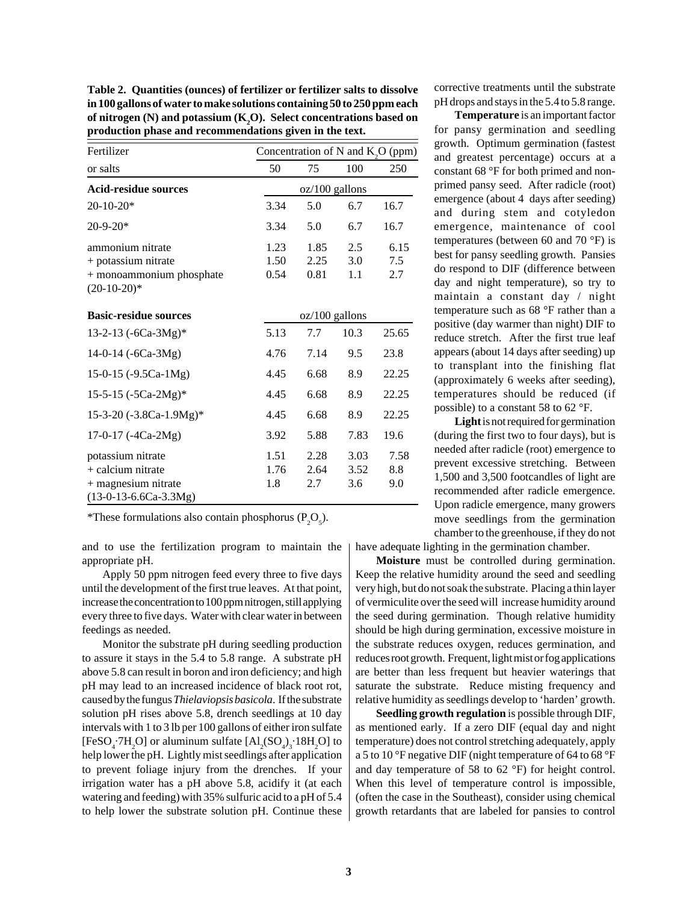**Table 2. Quantities (ounces) of fertilizer or fertilizer salts to dissolve in 100 gallons of water to make solutions containing 50 to 250 ppm each of nitrogen (N) and potassium ($K_2O$). Select concentrations based on production phase and recommendations given in the text.**

| Fertilizer or salts | Concentration of N and $K_2O$ (ppm) 50 | 75 | 100 | 250 |
|---|---|---|---|---|
| **Acid-residue sources** | oz/100 gallons | | | |
| 20-10-20* | 3.34 | 5.0 | 6.7 | 16.7 |
| 20-9-20* | 3.34 | 5.0 | 6.7 | 16.7 |
| ammonium nitrate | 1.23 | 1.85 | 2.5 | 6.15 |
| + potassium nitrate | 1.50 | 2.25 | 3.0 | 7.5 |
| + monoammonium phosphate (20-10-20)* | 0.54 | 0.81 | 1.1 | 2.7 |
| **Basic-residue sources** | oz/100 gallons | | | |
| 13-2-13 (-6Ca-3Mg)* | 5.13 | 7.7 | 10.3 | 25.65 |
| 14-0-14 (-6Ca-3Mg) | 4.76 | 7.14 | 9.5 | 23.8 |
| 15-0-15 (-9.5Ca-1Mg) | 4.45 | 6.68 | 8.9 | 22.25 |
| 15-5-15 (-5Ca-2Mg)* | 4.45 | 6.68 | 8.9 | 22.25 |
| 15-3-20 (-3.8Ca-1.9Mg)* | 4.45 | 6.68 | 8.9 | 22.25 |
| 17-0-17 (-4Ca-2Mg) | 3.92 | 5.88 | 7.83 | 19.6 |
| potassium nitrate | 1.51 | 2.28 | 3.03 | 7.58 |
| + calcium nitrate | 1.76 | 2.64 | 3.52 | 8.8 |
| + magnesium nitrate (13-0-13-6.6Ca-3.3Mg) | 1.8 | 2.7 | 3.6 | 9.0 |

*These formulations also contain phosphorus ($P_2O_5$).

and to use the fertilization program to maintain the appropriate pH.

Apply 50 ppm nitrogen feed every three to five days until the development of the first true leaves. At that point, increase the concentration to 100 ppm nitrogen, still applying every three to five days. Water with clear water in between feedings as needed.

Monitor the substrate pH during seedling production to assure it stays in the 5.4 to 5.8 range. A substrate pH above 5.8 can result in boron and iron deficiency; and high pH may lead to an increased incidence of black root rot, caused by the fungus *Thielaviopsis basicola*. If the substrate solution pH rises above 5.8, drench seedlings at 10 day intervals with 1 to 3 lb per 100 gallons of either iron sulfate [$FeSO_4 \cdot 7H_2O$] or aluminum sulfate [$Al_2(SO_4)_3 \cdot 18H_2O$] to help lower the pH. Lightly mist seedlings after application to prevent foliage injury from the drenches. If your irrigation water has a pH above 5.8, acidify it (at each watering and feeding) with 35% sulfuric acid to a pH of 5.4 to help lower the substrate solution pH. Continue these corrective treatments until the substrate pH drops and stays in the 5.4 to 5.8 range.

**Temperature** is an important factor for pansy germination and seedling growth. Optimum germination (fastest and greatest percentage) occurs at a constant 68 °F for both primed and non-primed pansy seed. After radicle (root) emergence (about 4 days after seeding) and during stem and cotyledon emergence, maintenance of cool temperatures (between 60 and 70 °F) is best for pansy seedling growth. Pansies do respond to DIF (difference between day and night temperature), so try to maintain a constant day / night temperature such as 68 °F rather than a positive (day warmer than night) DIF to reduce stretch. After the first true leaf appears (about 14 days after seeding) up to transplant into the finishing flat (approximately 6 weeks after seeding), temperatures should be reduced (if possible) to a constant 58 to 62 °F.

**Light** is not required for germination (during the first two to four days), but is needed after radicle (root) emergence to prevent excessive stretching. Between 1,500 and 3,500 footcandles of light are recommended after radicle emergence. Upon radicle emergence, many growers move seedlings from the germination chamber to the greenhouse, if they do not have adequate lighting in the germination chamber.

**Moisture** must be controlled during germination. Keep the relative humidity around the seed and seedling very high, but do not soak the substrate. Placing a thin layer of vermiculite over the seed will increase humidity around the seed during germination. Though relative humidity should be high during germination, excessive moisture in the substrate reduces oxygen, reduces germination, and reduces root growth. Frequent, light mist or fog applications are better than less frequent but heavier waterings that saturate the substrate. Reduce misting frequency and relative humidity as seedlings develop to 'harden' growth.

**Seedling growth regulation** is possible through DIF, as mentioned early. If a zero DIF (equal day and night temperature) does not control stretching adequately, apply a 5 to 10 °F negative DIF (night temperature of 64 to 68 °F and day temperature of 58 to 62 °F) for height control. When this level of temperature control is impossible, (often the case in the Southeast), consider using chemical growth retardants that are labeled for pansies to control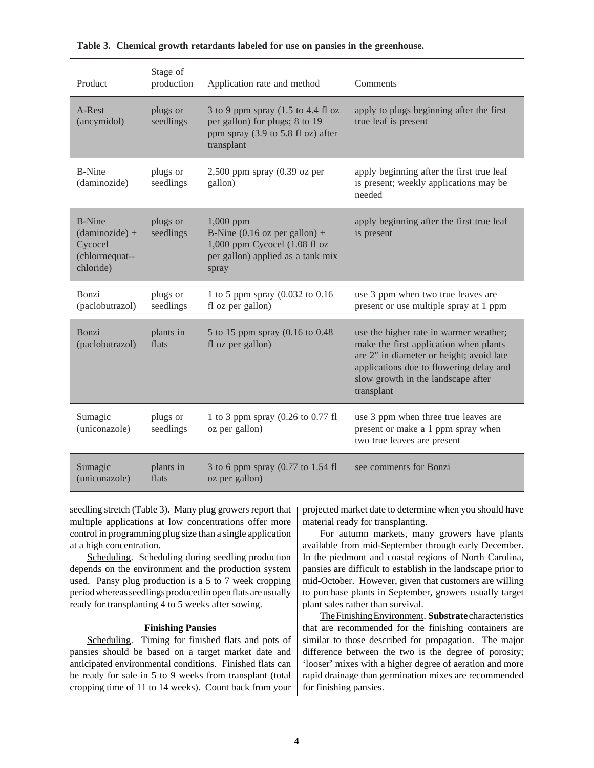**Table 3. Chemical growth retardants labeled for use on pansies in the greenhouse.**

| Product | Stage of production | Application rate and method | Comments |
|---|---|---|---|
| A-Rest (ancymidol) | plugs or seedlings | 3 to 9 ppm spray (1.5 to 4.4 fl oz per gallon) for plugs; 8 to 19 ppm spray (3.9 to 5.8 fl oz) after transplant | apply to plugs beginning after the first true leaf is present |
| B-Nine (daminozide) | plugs or seedlings | 2,500 ppm spray (0.39 oz per gallon) | apply beginning after the first true leaf is present; weekly applications may be needed |
| B-Nine (daminozide) + Cycocel (chlormequat--chloride) | plugs or seedlings | 1,000 ppm B-Nine (0.16 oz per gallon) + 1,000 ppm Cycocel (1.08 fl oz per gallon) applied as a tank mix spray | apply beginning after the first true leaf is present |
| Bonzi (paclobutrazol) | plugs or seedlings | 1 to 5 ppm spray (0.032 to 0.16 fl oz per gallon) | use 3 ppm when two true leaves are present or use multiple spray at 1 ppm |
| Bonzi (paclobutrazol) | plants in flats | 5 to 15 ppm spray (0.16 to 0.48 fl oz per gallon) | use the higher rate in warmer weather; make the first application when plants are 2" in diameter or height; avoid late applications due to flowering delay and slow growth in the landscape after transplant |
| Sumagic (uniconazole) | plugs or seedlings | 1 to 3 ppm spray (0.26 to 0.77 fl oz per gallon) | use 3 ppm when three true leaves are present or make a 1 ppm spray when two true leaves are present |
| Sumagic (uniconazole) | plants in flats | 3 to 6 ppm spray (0.77 to 1.54 fl oz per gallon) | see comments for Bonzi |

seedling stretch (Table 3). Many plug growers report that multiple applications at low concentrations offer more control in programming plug size than a single application at a high concentration.

Scheduling. Scheduling during seedling production depends on the environment and the production system used. Pansy plug production is a 5 to 7 week cropping period whereas seedlings produced in open flats are usually ready for transplanting 4 to 5 weeks after sowing.

### Finishing Pansies

Scheduling. Timing for finished flats and pots of pansies should be based on a target market date and anticipated environmental conditions. Finished flats can be ready for sale in 5 to 9 weeks from transplant (total cropping time of 11 to 14 weeks). Count back from your projected market date to determine when you should have material ready for transplanting.

For autumn markets, many growers have plants available from mid-September through early December. In the piedmont and coastal regions of North Carolina, pansies are difficult to establish in the landscape prior to mid-October. However, given that customers are willing to purchase plants in September, growers usually target plant sales rather than survival.

The Finishing Environment. **Substrate** characteristics that are recommended for the finishing containers are similar to those described for propagation. The major difference between the two is the degree of porosity; 'looser' mixes with a higher degree of aeration and more rapid drainage than germination mixes are recommended for finishing pansies.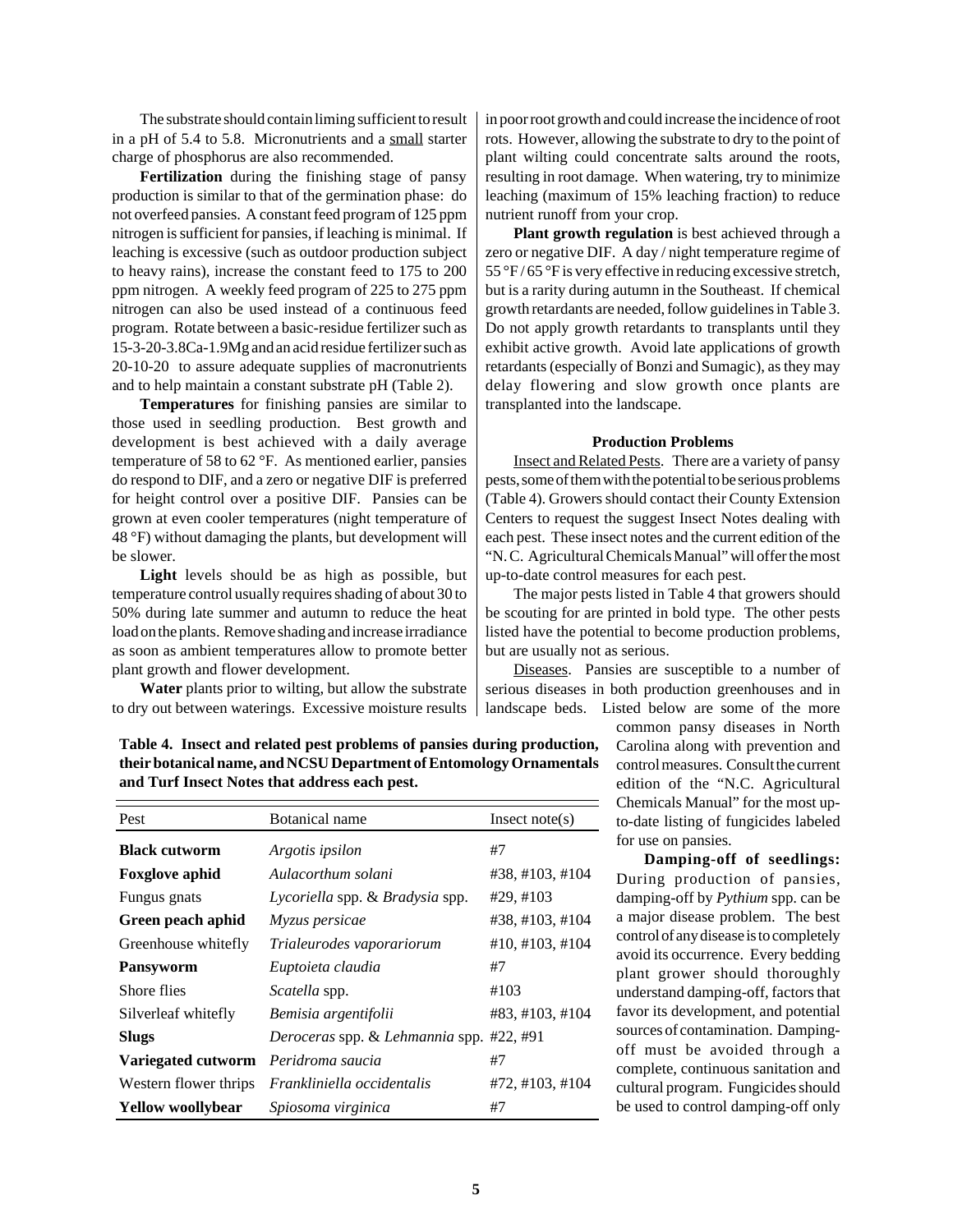The substrate should contain liming sufficient to result in a pH of 5.4 to 5.8. Micronutrients and a small starter charge of phosphorus are also recommended.

**Fertilization** during the finishing stage of pansy production is similar to that of the germination phase: do not overfeed pansies. A constant feed program of 125 ppm nitrogen is sufficient for pansies, if leaching is minimal. If leaching is excessive (such as outdoor production subject to heavy rains), increase the constant feed to 175 to 200 ppm nitrogen. A weekly feed program of 225 to 275 ppm nitrogen can also be used instead of a continuous feed program. Rotate between a basic-residue fertilizer such as 15-3-20-3.8Ca-1.9Mg and an acid residue fertilizer such as 20-10-20 to assure adequate supplies of macronutrients and to help maintain a constant substrate pH (Table 2).

**Temperatures** for finishing pansies are similar to those used in seedling production. Best growth and development is best achieved with a daily average temperature of 58 to 62 °F. As mentioned earlier, pansies do respond to DIF, and a zero or negative DIF is preferred for height control over a positive DIF. Pansies can be grown at even cooler temperatures (night temperature of 48 °F) without damaging the plants, but development will be slower.

**Light** levels should be as high as possible, but temperature control usually requires shading of about 30 to 50% during late summer and autumn to reduce the heat load on the plants. Remove shading and increase irradiance as soon as ambient temperatures allow to promote better plant growth and flower development.

**Water** plants prior to wilting, but allow the substrate to dry out between waterings. Excessive moisture results in poor root growth and could increase the incidence of root rots. However, allowing the substrate to dry to the point of plant wilting could concentrate salts around the roots, resulting in root damage. When watering, try to minimize leaching (maximum of 15% leaching fraction) to reduce nutrient runoff from your crop.

**Plant growth regulation** is best achieved through a zero or negative DIF. A day / night temperature regime of 55 °F / 65 °F is very effective in reducing excessive stretch, but is a rarity during autumn in the Southeast. If chemical growth retardants are needed, follow guidelines in Table 3. Do not apply growth retardants to transplants until they exhibit active growth. Avoid late applications of growth retardants (especially of Bonzi and Sumagic), as they may delay flowering and slow growth once plants are transplanted into the landscape.

### Production Problems

Insect and Related Pests. There are a variety of pansy pests, some of them with the potential to be serious problems (Table 4). Growers should contact their County Extension Centers to request the suggest Insect Notes dealing with each pest. These insect notes and the current edition of the "N. C. Agricultural Chemicals Manual" will offer the most up-to-date control measures for each pest.

The major pests listed in Table 4 that growers should be scouting for are printed in bold type. The other pests listed have the potential to become production problems, but are usually not as serious.

**Table 4. Insect and related pest problems of pansies during production, their botanical name, and NCSU Department of Entomology Ornamentals and Turf Insect Notes that address each pest.**

| Pest | Botanical name | Insect note(s) |
|---|---|---|
| **Black cutworm** | *Argotis ipsilon* | #7 |
| **Foxglove aphid** | *Aulacorthum solani* | #38, #103, #104 |
| Fungus gnats | *Lycoriella* spp. & *Bradysia* spp. | #29, #103 |
| **Green peach aphid** | *Myzus persicae* | #38, #103, #104 |
| Greenhouse whitefly | *Trialeurodes vaporariorum* | #10, #103, #104 |
| **Pansyworm** | *Euptoieta claudia* | #7 |
| Shore flies | *Scatella* spp. | #103 |
| Silverleaf whitefly | *Bemisia argentifolii* | #83, #103, #104 |
| **Slugs** | *Deroceras* spp. & *Lehmannia* spp. | #22, #91 |
| **Variegated cutworm** | *Peridroma saucia* | #7 |
| Western flower thrips | *Frankliniella occidentalis* | #72, #103, #104 |
| **Yellow woollybear** | *Spiosoma virginica* | #7 |

Diseases. Pansies are susceptible to a number of serious diseases in both production greenhouses and in landscape beds. Listed below are some of the more common pansy diseases in North Carolina along with prevention and control measures. Consult the current edition of the "N.C. Agricultural Chemicals Manual" for the most up-to-date listing of fungicides labeled for use on pansies.

**Damping-off of seedlings:** During production of pansies, damping-off by *Pythium* spp. can be a major disease problem. The best control of any disease is to completely avoid its occurrence. Every bedding plant grower should thoroughly understand damping-off, factors that favor its development, and potential sources of contamination. Damping-off must be avoided through a complete, continuous sanitation and cultural program. Fungicides should be used to control damping-off only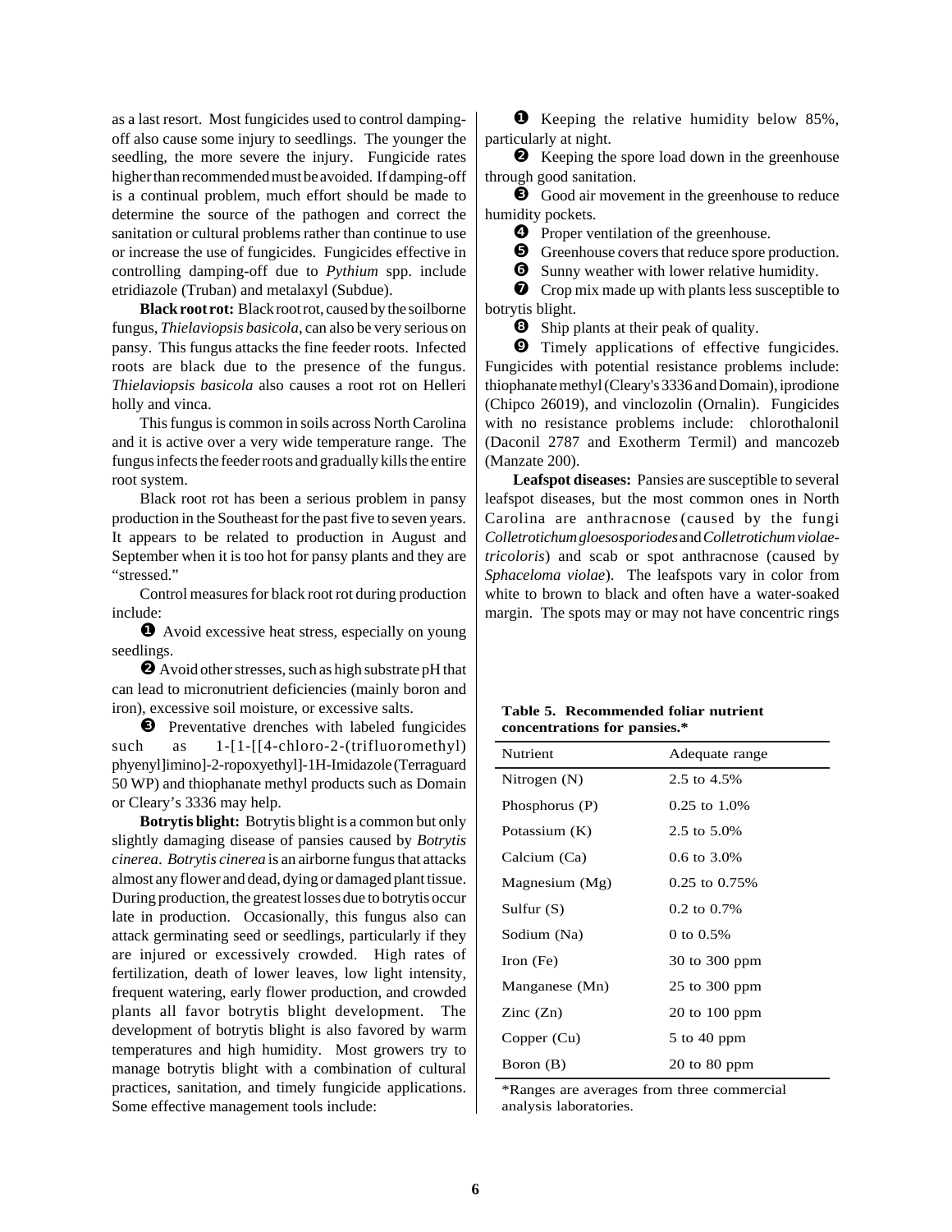as a last resort. Most fungicides used to control damping-off also cause some injury to seedlings. The younger the seedling, the more severe the injury. Fungicide rates higher than recommended must be avoided. If damping-off is a continual problem, much effort should be made to determine the source of the pathogen and correct the sanitation or cultural problems rather than continue to use or increase the use of fungicides. Fungicides effective in controlling damping-off due to *Pythium* spp. include etridiazole (Truban) and metalaxyl (Subdue).

**Black root rot:** Black root rot, caused by the soilborne fungus, *Thielaviopsis basicola*, can also be very serious on pansy. This fungus attacks the fine feeder roots. Infected roots are black due to the presence of the fungus. *Thielaviopsis basicola* also causes a root rot on Helleri holly and vinca.

This fungus is common in soils across North Carolina and it is active over a very wide temperature range. The fungus infects the feeder roots and gradually kills the entire root system.

Black root rot has been a serious problem in pansy production in the Southeast for the past five to seven years. It appears to be related to production in August and September when it is too hot for pansy plants and they are "stressed."

Control measures for black root rot during production include:

❶ Avoid excessive heat stress, especially on young seedlings.

❷ Avoid other stresses, such as high substrate pH that can lead to micronutrient deficiencies (mainly boron and iron), excessive soil moisture, or excessive salts.

❸ Preventative drenches with labeled fungicides such as 1-[1-[[4-chloro-2-(trifluoromethyl) phyenyl]imino]-2-ropoxyethyl]-1H-Imidazole (Terraguard 50 WP) and thiophanate methyl products such as Domain or Cleary's 3336 may help.

**Botrytis blight:** Botrytis blight is a common but only slightly damaging disease of pansies caused by *Botrytis cinerea*. *Botrytis cinerea* is an airborne fungus that attacks almost any flower and dead, dying or damaged plant tissue. During production, the greatest losses due to botrytis occur late in production. Occasionally, this fungus also can attack germinating seed or seedlings, particularly if they are injured or excessively crowded. High rates of fertilization, death of lower leaves, low light intensity, frequent watering, early flower production, and crowded plants all favor botrytis blight development. The development of botrytis blight is also favored by warm temperatures and high humidity. Most growers try to manage botrytis blight with a combination of cultural practices, sanitation, and timely fungicide applications. Some effective management tools include:

❶ Keeping the relative humidity below 85%, particularly at night.

❷ Keeping the spore load down in the greenhouse through good sanitation.

❸ Good air movement in the greenhouse to reduce humidity pockets.

❹ Proper ventilation of the greenhouse.

❺ Greenhouse covers that reduce spore production.

❻ Sunny weather with lower relative humidity.

❼ Crop mix made up with plants less susceptible to botrytis blight.

❽ Ship plants at their peak of quality.

❾ Timely applications of effective fungicides. Fungicides with potential resistance problems include: thiophanate methyl (Cleary's 3336 and Domain), iprodione (Chipco 26019), and vinclozolin (Ornalin). Fungicides with no resistance problems include: chlorothalonil (Daconil 2787 and Exotherm Termil) and mancozeb (Manzate 200).

**Leafspot diseases:** Pansies are susceptible to several leafspot diseases, but the most common ones in North Carolina are anthracnose (caused by the fungi *Colletrotichum gloesosporiodes* and *Colletrotichum violae-tricoloris*) and scab or spot anthracnose (caused by *Sphaceloma violae*). The leafspots vary in color from white to brown to black and often have a water-soaked margin. The spots may or may not have concentric rings

**Table 5. Recommended foliar nutrient concentrations for pansies.***

| Nutrient | Adequate range |
|---|---|
| Nitrogen (N) | 2.5 to 4.5% |
| Phosphorus (P) | 0.25 to 1.0% |
| Potassium (K) | 2.5 to 5.0% |
| Calcium (Ca) | 0.6 to 3.0% |
| Magnesium (Mg) | 0.25 to 0.75% |
| Sulfur (S) | 0.2 to 0.7% |
| Sodium (Na) | 0 to 0.5% |
| Iron (Fe) | 30 to 300 ppm |
| Manganese (Mn) | 25 to 300 ppm |
| Zinc (Zn) | 20 to 100 ppm |
| Copper (Cu) | 5 to 40 ppm |
| Boron (B) | 20 to 80 ppm |

*Ranges are averages from three commercial analysis laboratories.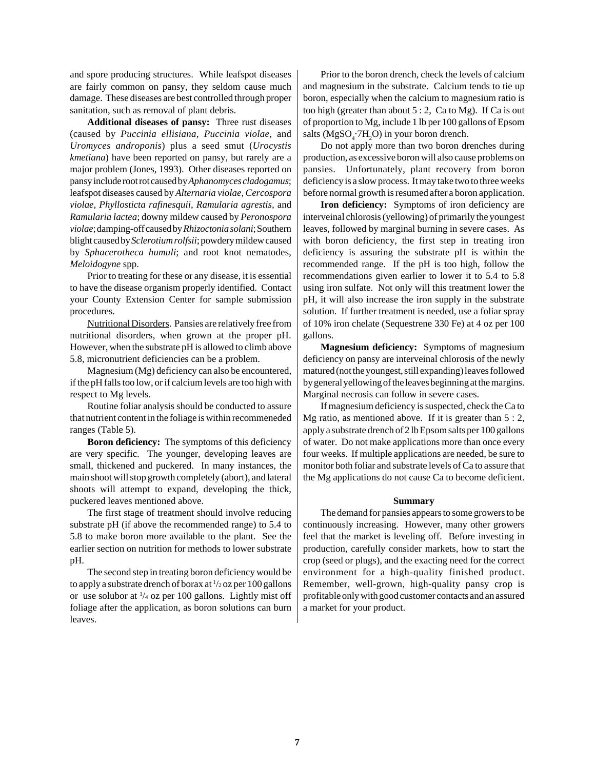and spore producing structures. While leafspot diseases are fairly common on pansy, they seldom cause much damage. These diseases are best controlled through proper sanitation, such as removal of plant debris.

**Additional diseases of pansy:** Three rust diseases (caused by *Puccinia ellisiana*, *Puccinia violae*, and *Uromyces androponis*) plus a seed smut (*Urocystis kmetiana*) have been reported on pansy, but rarely are a major problem (Jones, 1993). Other diseases reported on pansy include root rot caused by *Aphanomyces cladogamus*; leafspot diseases caused by *Alternaria violae, Cercospora violae, Phyllosticta rafinesquii, Ramularia agrestis*, and *Ramularia lactea*; downy mildew caused by *Peronospora violae*; damping-off caused by *Rhizoctonia solani*; Southern blight caused by *Sclerotium rolfsii*; powdery mildew caused by *Sphacerotheca humuli*; and root knot nematodes, *Meloidogyne* spp.

Prior to treating for these or any disease, it is essential to have the disease organism properly identified. Contact your County Extension Center for sample submission procedures.

Nutritional Disorders. Pansies are relatively free from nutritional disorders, when grown at the proper pH. However, when the substrate pH is allowed to climb above 5.8, micronutrient deficiencies can be a problem.

Magnesium (Mg) deficiency can also be encountered, if the pH falls too low, or if calcium levels are too high with respect to Mg levels.

Routine foliar analysis should be conducted to assure that nutrient content in the foliage is within recommeneded ranges (Table 5).

**Boron deficiency:** The symptoms of this deficiency are very specific. The younger, developing leaves are small, thickened and puckered. In many instances, the main shoot will stop growth completely (abort), and lateral shoots will attempt to expand, developing the thick, puckered leaves mentioned above.

The first stage of treatment should involve reducing substrate pH (if above the recommended range) to 5.4 to 5.8 to make boron more available to the plant. See the earlier section on nutrition for methods to lower substrate pH.

The second step in treating boron deficiency would be to apply a substrate drench of borax at 1/2 oz per 100 gallons or use solubor at 1/4 oz per 100 gallons. Lightly mist off foliage after the application, as boron solutions can burn leaves.

Prior to the boron drench, check the levels of calcium and magnesium in the substrate. Calcium tends to tie up boron, especially when the calcium to magnesium ratio is too high (greater than about 5 : 2, Ca to Mg). If Ca is out of proportion to Mg, include 1 lb per 100 gallons of Epsom salts ($MgSO_4 \cdot 7H_2O$) in your boron drench.

Do not apply more than two boron drenches during production, as excessive boron will also cause problems on pansies. Unfortunately, plant recovery from boron deficiency is a slow process. It may take two to three weeks before normal growth is resumed after a boron application.

**Iron deficiency:** Symptoms of iron deficiency are interveinal chlorosis (yellowing) of primarily the youngest leaves, followed by marginal burning in severe cases. As with boron deficiency, the first step in treating iron deficiency is assuring the substrate pH is within the recommended range. If the pH is too high, follow the recommendations given earlier to lower it to 5.4 to 5.8 using iron sulfate. Not only will this treatment lower the pH, it will also increase the iron supply in the substrate solution. If further treatment is needed, use a foliar spray of 10% iron chelate (Sequestrene 330 Fe) at 4 oz per 100 gallons.

**Magnesium deficiency:** Symptoms of magnesium deficiency on pansy are interveinal chlorosis of the newly matured (not the youngest, still expanding) leaves followed by general yellowing of the leaves beginning at the margins. Marginal necrosis can follow in severe cases.

If magnesium deficiency is suspected, check the Ca to Mg ratio, as mentioned above. If it is greater than 5 : 2, apply a substrate drench of 2 lb Epsom salts per 100 gallons of water. Do not make applications more than once every four weeks. If multiple applications are needed, be sure to monitor both foliar and substrate levels of Ca to assure that the Mg applications do not cause Ca to become deficient.

## Summary

The demand for pansies appears to some growers to be continuously increasing. However, many other growers feel that the market is leveling off. Before investing in production, carefully consider markets, how to start the crop (seed or plugs), and the exacting need for the correct environment for a high-quality finished product. Remember, well-grown, high-quality pansy crop is profitable only with good customer contacts and an assured a market for your product.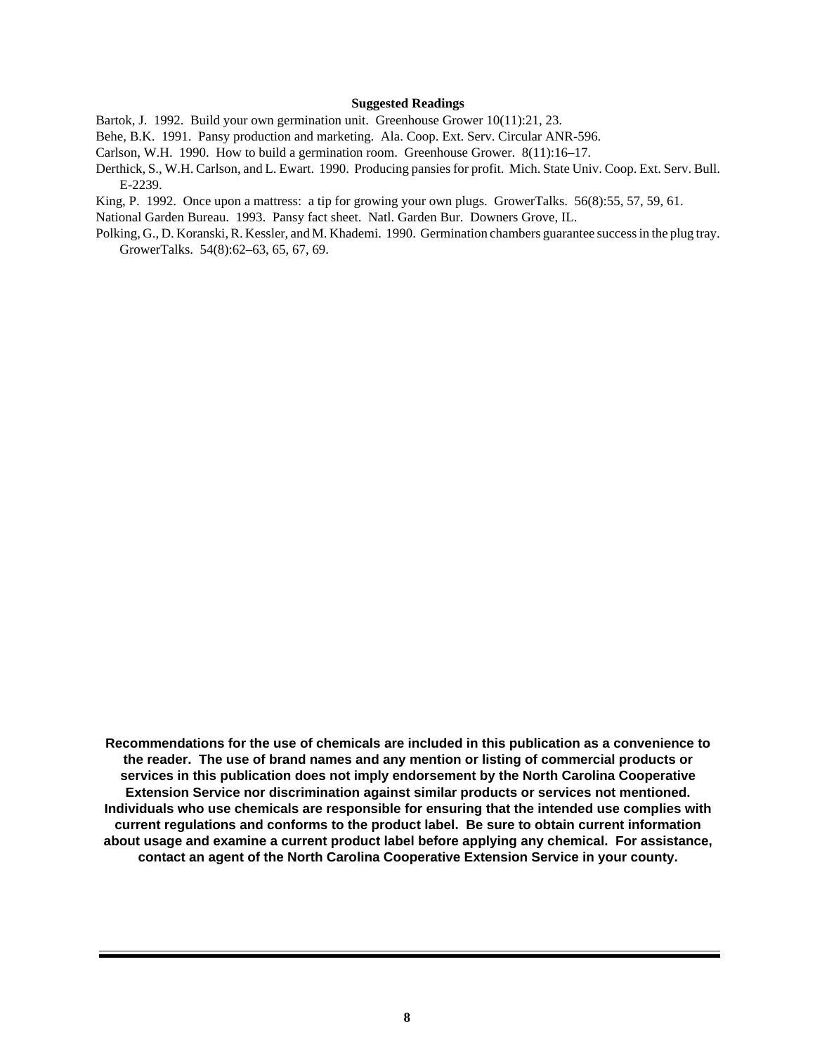## Suggested Readings

Bartok, J. 1992. Build your own germination unit. Greenhouse Grower 10(11):21, 23.

Behe, B.K. 1991. Pansy production and marketing. Ala. Coop. Ext. Serv. Circular ANR-596.

Carlson, W.H. 1990. How to build a germination room. Greenhouse Grower. 8(11):16–17.

Derthick, S., W.H. Carlson, and L. Ewart. 1990. Producing pansies for profit. Mich. State Univ. Coop. Ext. Serv. Bull. E-2239.

King, P. 1992. Once upon a mattress: a tip for growing your own plugs. GrowerTalks. 56(8):55, 57, 59, 61.

National Garden Bureau. 1993. Pansy fact sheet. Natl. Garden Bur. Downers Grove, IL.

Polking, G., D. Koranski, R. Kessler, and M. Khademi. 1990. Germination chambers guarantee success in the plug tray. GrowerTalks. 54(8):62–63, 65, 67, 69.

**Recommendations for the use of chemicals are included in this publication as a convenience to the reader. The use of brand names and any mention or listing of commercial products or services in this publication does not imply endorsement by the North Carolina Cooperative Extension Service nor discrimination against similar products or services not mentioned. Individuals who use chemicals are responsible for ensuring that the intended use complies with current regulations and conforms to the product label. Be sure to obtain current information about usage and examine a current product label before applying any chemical. For assistance, contact an agent of the North Carolina Cooperative Extension Service in your county.**